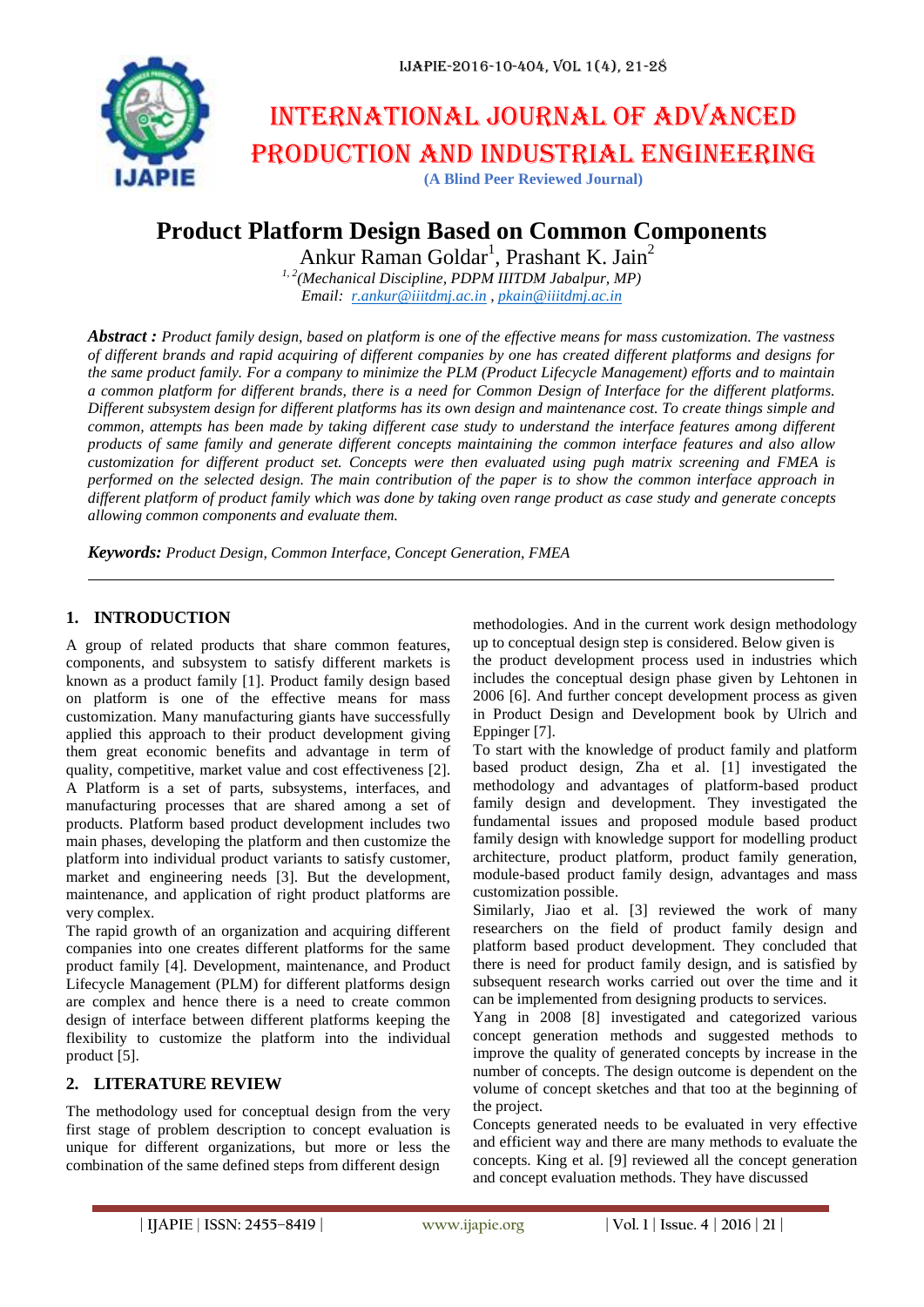# Product Platform Design Based on Common Components

Ankur Raman Goldar[1], Prashant K. Jain[2]

[1, 2](Mechanical Discipline, PDPM IIITDM Jabalpur, MP)

Email: r.ankur@iiitdmj.ac.in , pkain@iiitdmj.ac.in

***Abstract :*** *Product family design, based on platform is one of the effective means for mass customization. The vastness of different brands and rapid acquiring of different companies by one has created different platforms and designs for the same product family. For a company to minimize the PLM (Product Lifecycle Management) efforts and to maintain a common platform for different brands, there is a need for Common Design of Interface for the different platforms. Different subsystem design for different platforms has its own design and maintenance cost. To create things simple and common, attempts has been made by taking different case study to understand the interface features among different products of same family and generate different concepts maintaining the common interface features and also allow customization for different product set. Concepts were then evaluated using pugh matrix screening and FMEA is performed on the selected design. The main contribution of the paper is to show the common interface approach in different platform of product family which was done by taking oven range product as case study and generate concepts allowing common components and evaluate them.*

***Keywords:*** *Product Design, Common Interface, Concept Generation, FMEA*

## 1. INTRODUCTION

A group of related products that share common features, components, and subsystem to satisfy different markets is known as a product family [1]. Product family design based on platform is one of the effective means for mass customization. Many manufacturing giants have successfully applied this approach to their product development giving them great economic benefits and advantage in term of quality, competitive, market value and cost effectiveness [2]. A Platform is a set of parts, subsystems, interfaces, and manufacturing processes that are shared among a set of products. Platform based product development includes two main phases, developing the platform and then customize the platform into individual product variants to satisfy customer, market and engineering needs [3]. But the development, maintenance, and application of right product platforms are very complex.

The rapid growth of an organization and acquiring different companies into one creates different platforms for the same product family [4]. Development, maintenance, and Product Lifecycle Management (PLM) for different platforms design are complex and hence there is a need to create common design of interface between different platforms keeping the flexibility to customize the platform into the individual product [5].

## 2. LITERATURE REVIEW

The methodology used for conceptual design from the very first stage of problem description to concept evaluation is unique for different organizations, but more or less the combination of the same defined steps from different design methodologies. And in the current work design methodology up to conceptual design step is considered. Below given is the product development process used in industries which includes the conceptual design phase given by Lehtonen in 2006 [6]. And further concept development process as given in Product Design and Development book by Ulrich and Eppinger [7].

To start with the knowledge of product family and platform based product design, Zha et al. [1] investigated the methodology and advantages of platform-based product family design and development. They investigated the fundamental issues and proposed module based product family design with knowledge support for modelling product architecture, product platform, product family generation, module-based product family design, advantages and mass customization possible.

Similarly, Jiao et al. [3] reviewed the work of many researchers on the field of product family design and platform based product development. They concluded that there is need for product family design, and is satisfied by subsequent research works carried out over the time and it can be implemented from designing products to services.

Yang in 2008 [8] investigated and categorized various concept generation methods and suggested methods to improve the quality of generated concepts by increase in the number of concepts. The design outcome is dependent on the volume of concept sketches and that too at the beginning of the project.

Concepts generated needs to be evaluated in very effective and efficient way and there are many methods to evaluate the concepts. King et al. [9] reviewed all the concept generation and concept evaluation methods. They have discussed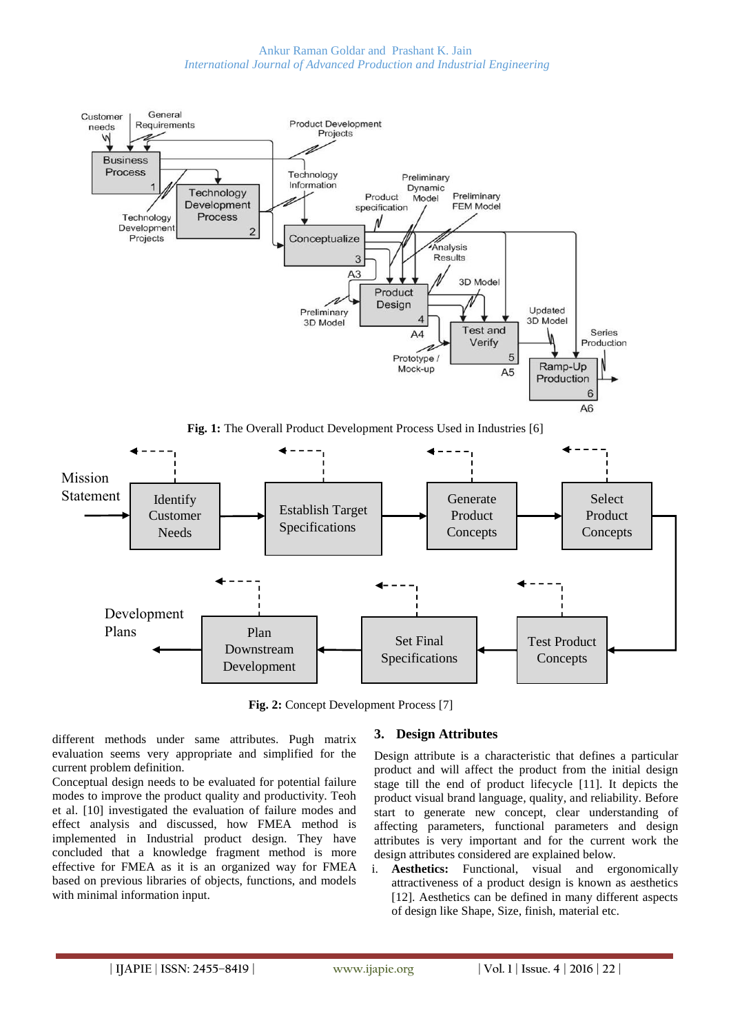**Fig. 1:** The Overall Product Development Process Used in Industries [6]

**Fig. 2:** Concept Development Process [7]

different methods under same attributes. Pugh matrix evaluation seems very appropriate and simplified for the current problem definition.

Conceptual design needs to be evaluated for potential failure modes to improve the product quality and productivity. Teoh et al. [10] investigated the evaluation of failure modes and effect analysis and discussed, how FMEA method is implemented in Industrial product design. They have concluded that a knowledge fragment method is more effective for FMEA as it is an organized way for FMEA based on previous libraries of objects, functions, and models with minimal information input.

## 3. Design Attributes

Design attribute is a characteristic that defines a particular product and will affect the product from the initial design stage till the end of product lifecycle [11]. It depicts the product visual brand language, quality, and reliability. Before start to generate new concept, clear understanding of affecting parameters, functional parameters and design attributes is very important and for the current work the design attributes considered are explained below.

i. **Aesthetics:** Functional, visual and ergonomically attractiveness of a product design is known as aesthetics [12]. Aesthetics can be defined in many different aspects of design like Shape, Size, finish, material etc.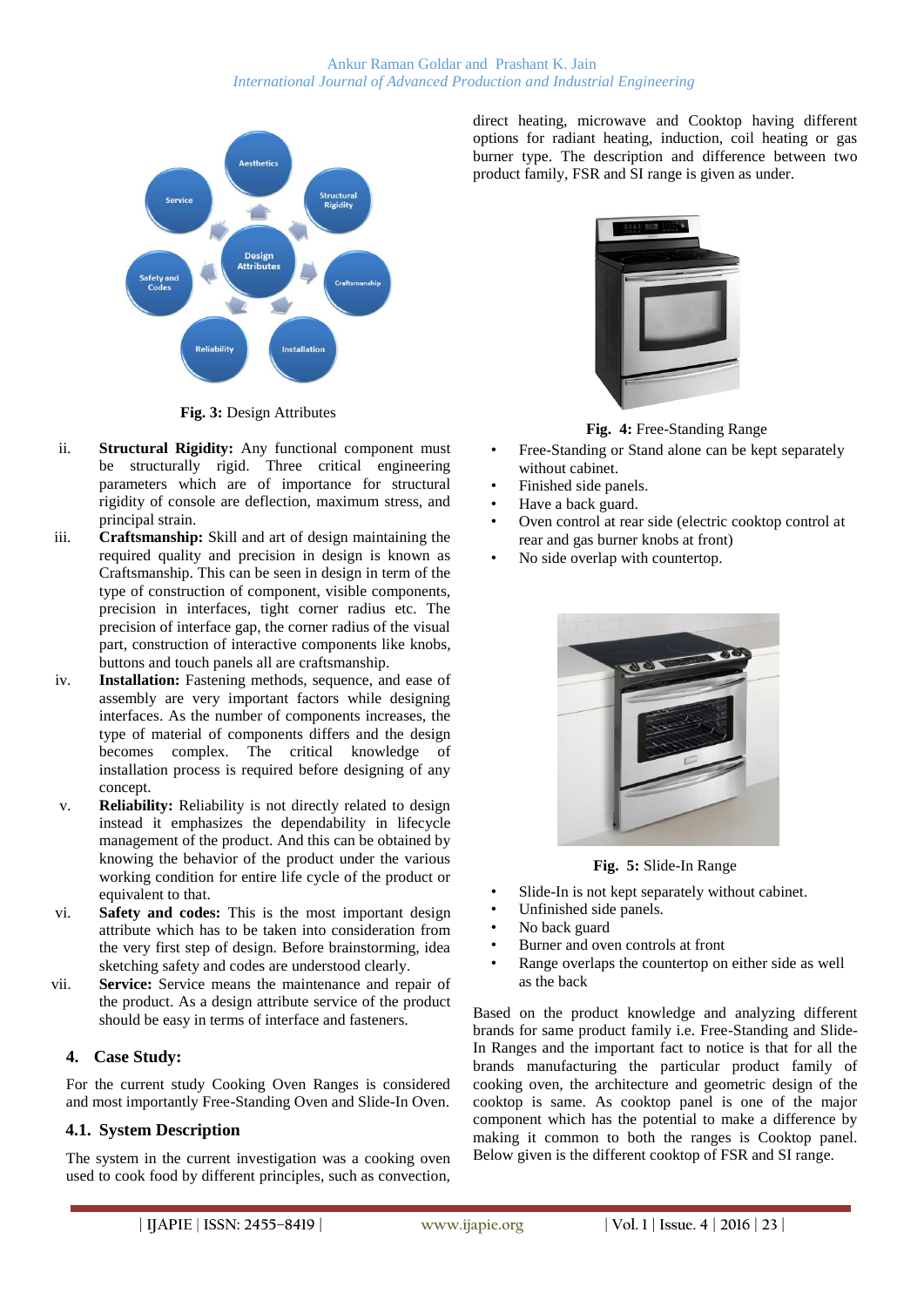Fig. 3: Design Attributes

ii. **Structural Rigidity:** Any functional component must be structurally rigid. Three critical engineering parameters which are of importance for structural rigidity of console are deflection, maximum stress, and principal strain.

iii. **Craftsmanship:** Skill and art of design maintaining the required quality and precision in design is known as Craftsmanship. This can be seen in design in term of the type of construction of component, visible components, precision in interfaces, tight corner radius etc. The precision of interface gap, the corner radius of the visual part, construction of interactive components like knobs, buttons and touch panels all are craftsmanship.

iv. **Installation:** Fastening methods, sequence, and ease of assembly are very important factors while designing interfaces. As the number of components increases, the type of material of components differs and the design becomes complex. The critical knowledge of installation process is required before designing of any concept.

v. **Reliability:** Reliability is not directly related to design instead it emphasizes the dependability in lifecycle management of the product. And this can be obtained by knowing the behavior of the product under the various working condition for entire life cycle of the product or equivalent to that.

vi. **Safety and codes:** This is the most important design attribute which has to be taken into consideration from the very first step of design. Before brainstorming, idea sketching safety and codes are understood clearly.

vii. **Service:** Service means the maintenance and repair of the product. As a design attribute service of the product should be easy in terms of interface and fasteners.

## 4. Case Study:

For the current study Cooking Oven Ranges is considered and most importantly Free-Standing Oven and Slide-In Oven.

### 4.1. System Description

The system in the current investigation was a cooking oven used to cook food by different principles, such as convection, direct heating, microwave and Cooktop having different options for radiant heating, induction, coil heating or gas burner type. The description and difference between two product family, FSR and SI range is given as under.

**Fig. 4:** Free-Standing Range

- Free-Standing or Stand alone can be kept separately without cabinet.
- Finished side panels.
- Have a back guard.
- Oven control at rear side (electric cooktop control at rear and gas burner knobs at front)
- No side overlap with countertop.

**Fig. 5:** Slide-In Range

- Slide-In is not kept separately without cabinet.
- Unfinished side panels.
- No back guard
- Burner and oven controls at front
- Range overlaps the countertop on either side as well as the back

Based on the product knowledge and analyzing different brands for same product family i.e. Free-Standing and Slide-In Ranges and the important fact to notice is that for all the brands manufacturing the particular product family of cooking oven, the architecture and geometric design of the cooktop is same. As cooktop panel is one of the major component which has the potential to make a difference by making it common to both the ranges is Cooktop panel. Below given is the different cooktop of FSR and SI range.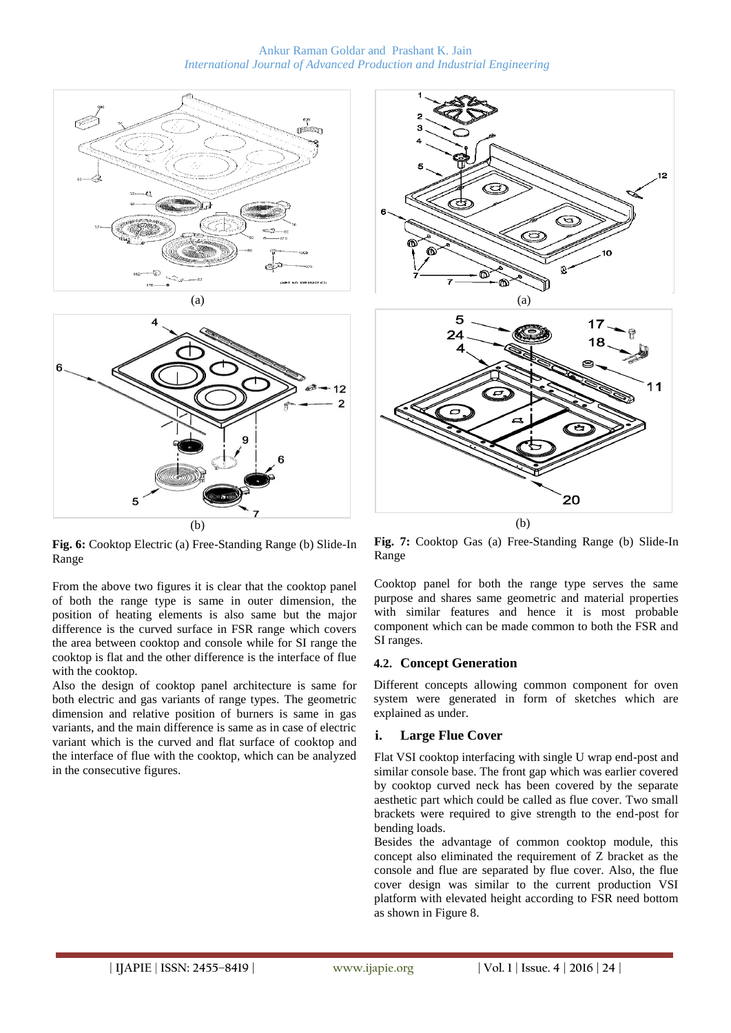(a)

(b)

**Fig. 6:** Cooktop Electric (a) Free-Standing Range (b) Slide-In Range

From the above two figures it is clear that the cooktop panel of both the range type is same in outer dimension, the position of heating elements is also same but the major difference is the curved surface in FSR range which covers the area between cooktop and console while for SI range the cooktop is flat and the other difference is the interface of flue with the cooktop.

Also the design of cooktop panel architecture is same for both electric and gas variants of range types. The geometric dimension and relative position of burners is same in gas variants, and the main difference is same as in case of electric variant which is the curved and flat surface of cooktop and the interface of flue with the cooktop, which can be analyzed in the consecutive figures.

(a)

(b)

**Fig. 7:** Cooktop Gas (a) Free-Standing Range (b) Slide-In Range

Cooktop panel for both the range type serves the same purpose and shares same geometric and material properties with similar features and hence it is most probable component which can be made common to both the FSR and SI ranges.

### 4.2. Concept Generation

Different concepts allowing common component for oven system were generated in form of sketches which are explained as under.

#### i. Large Flue Cover

Flat VSI cooktop interfacing with single U wrap end-post and similar console base. The front gap which was earlier covered by cooktop curved neck has been covered by the separate aesthetic part which could be called as flue cover. Two small brackets were required to give strength to the end-post for bending loads.

Besides the advantage of common cooktop module, this concept also eliminated the requirement of Z bracket as the console and flue are separated by flue cover. Also, the flue cover design was similar to the current production VSI platform with elevated height according to FSR need bottom as shown in Figure 8.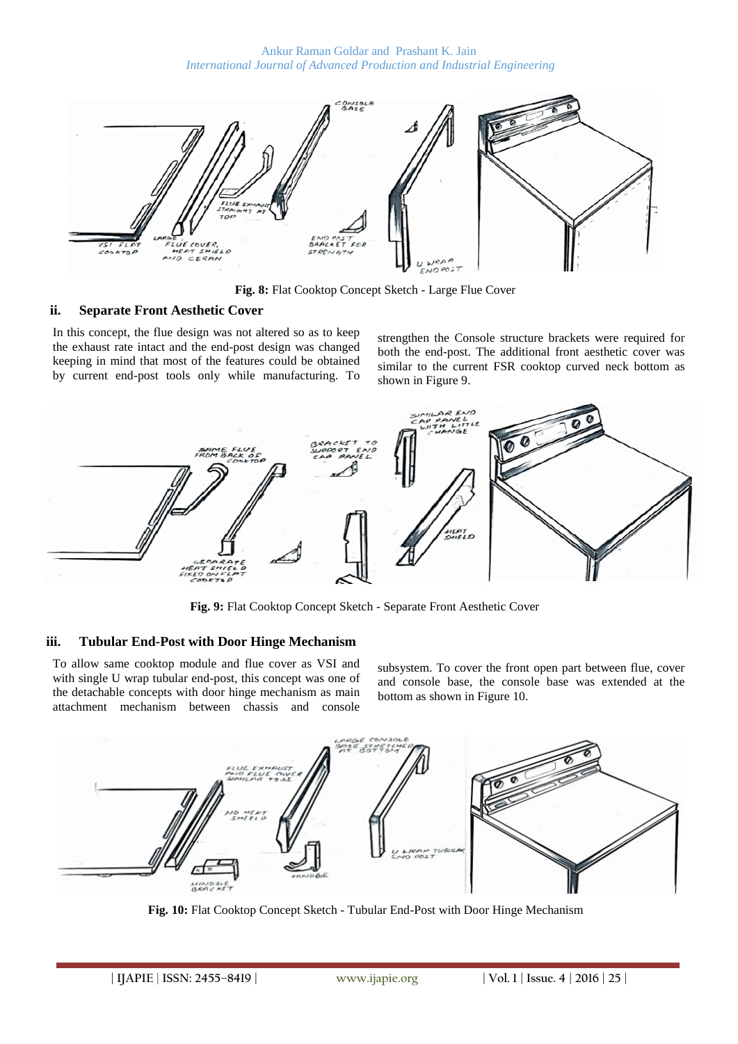**Fig. 8:** Flat Cooktop Concept Sketch - Large Flue Cover

### ii. Separate Front Aesthetic Cover

In this concept, the flue design was not altered so as to keep the exhaust rate intact and the end-post design was changed keeping in mind that most of the features could be obtained by current end-post tools only while manufacturing. To strengthen the Console structure brackets were required for both the end-post. The additional front aesthetic cover was similar to the current FSR cooktop curved neck bottom as shown in Figure 9.

**Fig. 9:** Flat Cooktop Concept Sketch - Separate Front Aesthetic Cover

### iii. Tubular End-Post with Door Hinge Mechanism

To allow same cooktop module and flue cover as VSI and with single U wrap tubular end-post, this concept was one of the detachable concepts with door hinge mechanism as main attachment mechanism between chassis and console subsystem. To cover the front open part between flue, cover and console base, the console base was extended at the bottom as shown in Figure 10.

**Fig. 10:** Flat Cooktop Concept Sketch - Tubular End-Post with Door Hinge Mechanism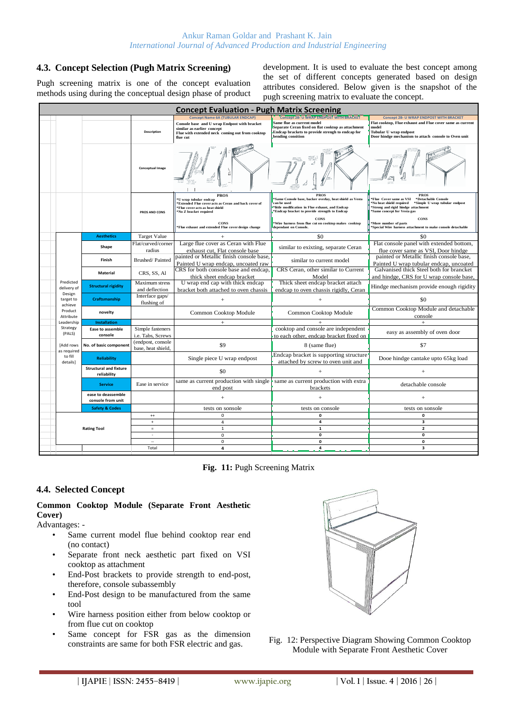## 4.3. Concept Selection (Pugh Matrix Screening)

Pugh screening matrix is one of the concept evaluation methods using during the conceptual design phase of product development. It is used to evaluate the best concept among the set of different concepts generated based on design attributes considered. Below given is the snapshot of the pugh screening matrix to evaluate the concept.

**Concept Evaluation - Pugh Matrix Screening**

| | | | Concept Name 6A (TUBULAR ENDCAP) | Concept 2B- U WRAP ENDPOST WITH BRACKET | Concept 2B- U WRAP ENDPOST WITH BRACKET |
|---|---|---|---|---|---|
| | | Description | Console base and U wrap Endpost with bracket similar as earlier concept<br>Flue with extended neck coming out from cooktop flue cut | Same flue as current model<br>Separate Ceran fixed on flat cooktop as attachment<br>Endcap brackets to provide strengh to endcap for bending consition | Flat cooktop, Flue exhaust and Flue cover same as current model<br>Tubular U wrap endpost<br>Door hindge mechanism to attach console to Oven unit |
| | | Conceptual Image | | | |
| | | PROS AND CONS | PROS<br>*U wrap tubular endcap<br>*Extended Flue cover acts as Ceran and back cover of<br>*Flue cover acts as heat shield<br>*No Z bracket required<br>CONS<br>*Flue exhaust and extended Flue cover design change | PROS<br>*Same Console base, backer overlay, heat shield as Vesta can be used<br>*little modification in Flue exhaust, and Endcap<br>*Endcap bracket to provide strength to Endcap<br>CONS<br>*Wire harness from flue cut on cooktop makes cooktop dependant on Console. | PROS<br>*Flue Cover same as VSI *Detachable Console<br>*No heat shield required *Simple U wrap tubular endpost<br>*Strong and rigid hindge attachment<br>*Same concept for Vesta gas<br>CONS<br>*More number of parts<br>*Special Wire harness attachment to make console detachable |
| Predicted delivery of Design target to achieve Product Attribute Leadership Strategy (PALS)<br>[Add rows as required to fill details] | Aesthetics | Target Value | + | $0 | $0 |
| | Shape | Flat/curved/corner radius | Large flue cover as Ceran with Flue exhaust cut, Flat console base | similar to exixting, separate Ceran | Flat console panel with extended bottom, flue cover same as VSI, Door hindge |
| | Finish | Brushed/ Painted | painted or Metallic finish console base, Painted U wrap endcap, uncoated raw | similar to current model | painted or Metallic finish console base, Painted U wrap tubular endcap, uncoated |
| | Material | CRS, SS, Al | CRS for both console base and endcap, thick sheet endcap bracket | CRS Ceran, other similar to Current Model | Galvanised thick Steel both for brancket and hindge, CRS for U wrap console base, |
| | Structural rigidity | Maximum stress and deflection | U wrap end cap with thick endcap bracket both attached to oven chassis | Thick sheet endcap bracket attach endcap to oven chassis rigidly, Ceran | Hindge mechanism provide enough rigidity |
| | Craftsmanship | Interface gaps/ flushing of | + | + | $0 |
| | novelty | | Common Cooktop Module | Common Cooktop Module | Common Cooktop Module and detachable console |
| | Installation | | + | + | + |
| | Ease to assemble console | Simple fasteners i.e. Tabs, Screws | | cooktop and console are independent to each other, endcap bracket fixed on | easy as assembly of oven door |
| | No. of basic component | (endpost, console base, heat shield, | $9 | 8 (same flue) | $7 |
| | Reliability | | Single piece U wrap endpost | Endcap bracket is supporting structure attached by screw to oven unit and | Dooe hindge cantake upto 65kg load |
| | Structural and fixture reliability | | $0 | + | + |
| | Service | Ease in service | same as current production with single end post | same as current production with extra brackets | detachable console |
| | ease to deassemble console from unit | | + | + | + |
| | Safety & Codes | | tests on sonsole | tests on console | tests on sonsole |
| Rating Tool | | ++ | 0 | 0 | 0 |
| | | + | 4 | 4 | 3 |
| | | = | 1 | 1 | 2 |
| | | - | 0 | 0 | 0 |
| | | -- | 0 | 0 | 0 |
| | | Total | 4 | 4 | 3 |

**Fig. 11:** Pugh Screening Matrix

## 4.4. Selected Concept

**Common Cooktop Module (Separate Front Aesthetic Cover)**

Advantages: -

- Same current model flue behind cooktop rear end (no contact)
- Separate front neck aesthetic part fixed on VSI cooktop as attachment
- End-Post brackets to provide strength to end-post, therefore, console subassembly
- End-Post design to be manufactured from the same tool
- Wire harness position either from below cooktop or from flue cut on cooktop
- Same concept for FSR gas as the dimension constraints are same for both FSR electric and gas.

Fig. 12: Perspective Diagram Showing Common Cooktop Module with Separate Front Aesthetic Cover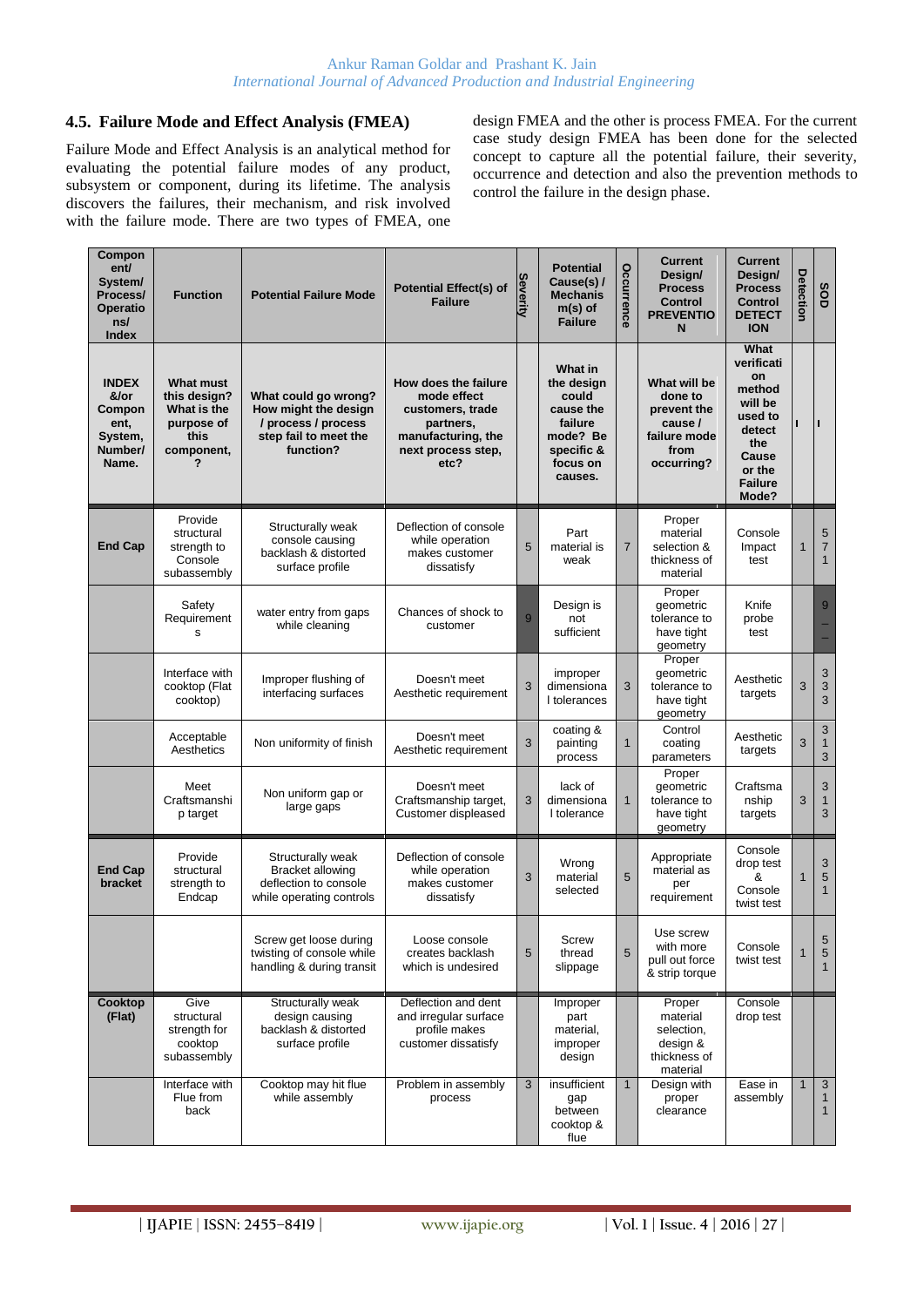## 4.5. Failure Mode and Effect Analysis (FMEA)

Failure Mode and Effect Analysis is an analytical method for evaluating the potential failure modes of any product, subsystem or component, during its lifetime. The analysis discovers the failures, their mechanism, and risk involved with the failure mode. There are two types of FMEA, one design FMEA and the other is process FMEA. For the current case study design FMEA has been done for the selected concept to capture all the potential failure, their severity, occurrence and detection and also the prevention methods to control the failure in the design phase.

| Component/ System/ Process/ Operations/ Index | Function | Potential Failure Mode | Potential Effect(s) of Failure | Severity | Potential Cause(s) / Mechanism(s) of Failure | Occurrence | Current Design/ Process Control PREVENTION | Current Design/ Process Control DETECTION | Detection | SOD |
|---|---|---|---|---|---|---|---|---|---|---|
| INDEX &/or Component, System, Number/ Name. | What must this design? What is the purpose of this component, ? | What could go wrong? How might the design / process / process step fail to meet the function? | How does the failure mode effect customers, trade partners, manufacturing, the next process step, etc? | | What in the design could cause the failure mode? Be specific & focus on causes. | | What will be done to prevent the cause / failure mode from occurring? | What verification method will be used to detect the Cause or the Failure Mode? | I | I |
| End Cap | Provide structural strength to Console subassembly | Structurally weak console causing backlash & distorted surface profile | Deflection of console while operation makes customer dissatisfy | 5 | Part material is weak | 7 | Proper material selection & thickness of material | Console Impact test | 1 | 571 |
| | Safety Requirements | water entry from gaps while cleaning | Chances of shock to customer | 9 | Design is not sufficient | | Proper geometric tolerance to have tight geometry | Knife probe test | | 9 |
| | Interface with cooktop (Flat cooktop) | Improper flushing of interfacing surfaces | Doesn't meet Aesthetic requirement | 3 | improper dimensional tolerances | 3 | Proper geometric tolerance to have tight geometry | Aesthetic targets | 3 | 333 |
| | Acceptable Aesthetics | Non uniformity of finish | Doesn't meet Aesthetic requirement | 3 | coating & painting process | 1 | Control coating parameters | Aesthetic targets | 3 | 313 |
| | Meet Craftsmanship target | Non uniform gap or large gaps | Doesn't meet Craftsmanship target, Customer displeased | 3 | lack of dimensional tolerance | 1 | Proper geometric tolerance to have tight geometry | Craftsmanship targets | 3 | 313 |
| End Cap bracket | Provide structural strength to Endcap | Structurally weak Bracket allowing deflection to console while operating controls | Deflection of console while operation makes customer dissatisfy | 3 | Wrong material selected | 5 | Appropriate material as per requirement | Console drop test & Console twist test | 1 | 351 |
| | | Screw get loose during twisting of console while handling & during transit | Loose console creates backlash which is undesired | 5 | Screw thread slippage | 5 | Use screw with more pull out force & strip torque | Console twist test | 1 | 551 |
| Cooktop (Flat) | Give structural strength for cooktop subassembly | Structurally weak design causing backlash & distorted surface profile | Deflection and dent and irregular surface profile makes customer dissatisfy | | Improper part material, improper design | | Proper material selection, design & thickness of material | Console drop test | | |
| | Interface with Flue from back | Cooktop may hit flue while assembly | Problem in assembly process | 3 | insufficient gap between cooktop & flue | 1 | Design with proper clearance | Ease in assembly | 1 | 311 |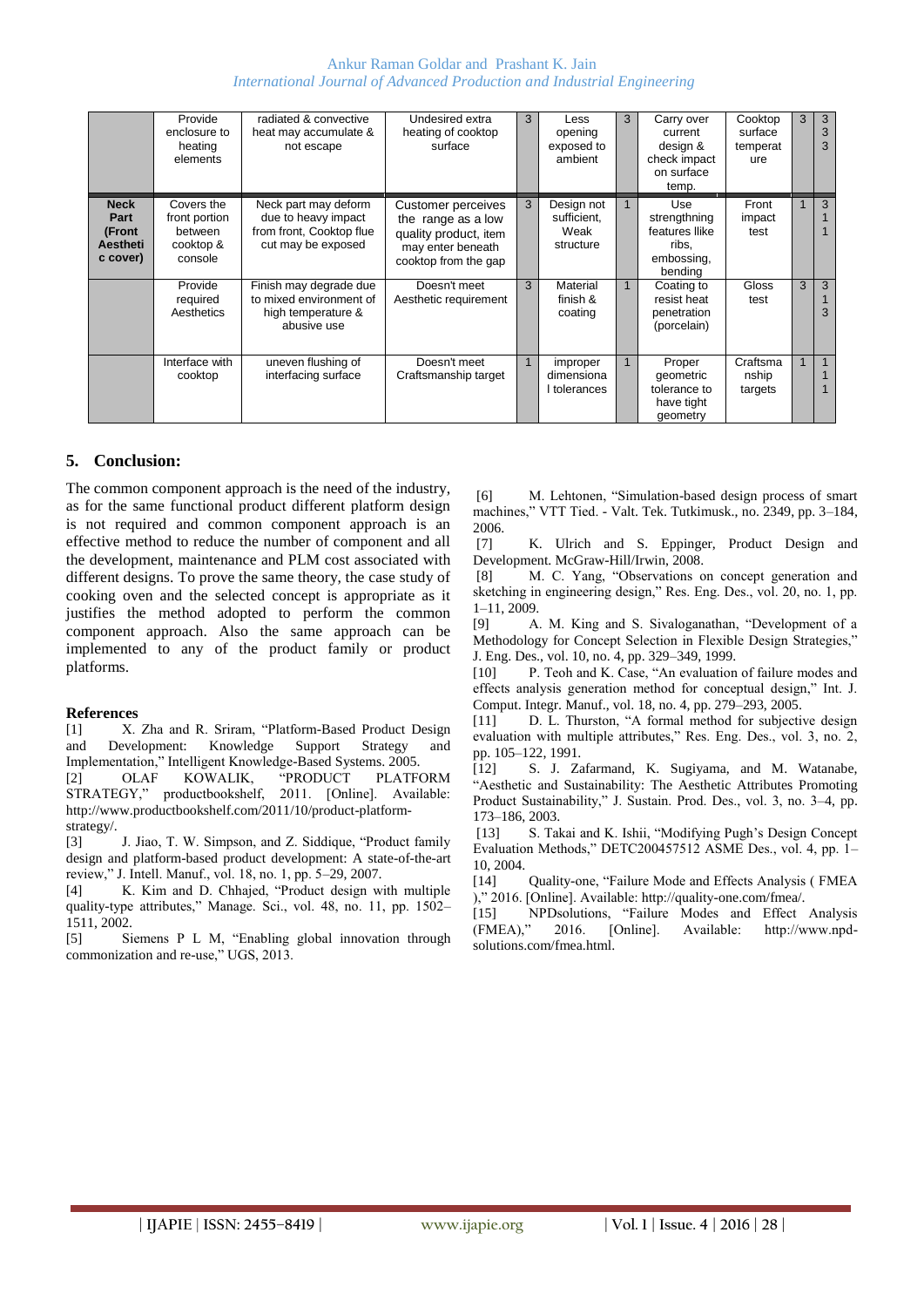| | | | | | | | | | | |
|---|---|---|---|---|---|---|---|---|---|---|
| | Provide enclosure to heating elements | radiated & convective heat may accumulate & not escape | Undesired extra heating of cooktop surface | 3 | Less opening exposed to ambient | 3 | Carry over current design & check impact on surface temp. | Cooktop surface temperature | 3 | 33 |
| **Neck Part (Front Aesthetic cover)** | Covers the front portion between cooktop & console | Neck part may deform due to heavy impact from front, Cooktop flue cut may be exposed | Customer perceives the range as a low quality product, item may enter beneath cooktop from the gap | 3 | Design not sufficient, Weak structure | 1 | Use strengthning features llike ribs, embossing, bending | Front impact test | 1 | 3 |
| | Provide required Aesthetics | Finish may degrade due to mixed environment of high temperature & abusive use | Doesn't meet Aesthetic requirement | 3 | Material finish & coating | 1 | Coating to resist heat penetration (porcelain) | Gloss test | 3 | 9 |
| | Interface with cooktop | uneven flushing of interfacing surface | Doesn't meet Craftsmanship target | 1 | improper dimensional tolerances | 1 | Proper geometric tolerance to have tight geometry | Craftsmanship targets | 1 | 1 |

## 5. Conclusion:

The common component approach is the need of the industry, as for the same functional product different platform design is not required and common component approach is an effective method to reduce the number of component and all the development, maintenance and PLM cost associated with different designs. To prove the same theory, the case study of cooking oven and the selected concept is appropriate as it justifies the method adopted to perform the common component approach. Also the same approach can be implemented to any of the product family or product platforms.

### References

[1] X. Zha and R. Sriram, "Platform-Based Product Design and Development: Knowledge Support Strategy and Implementation," Intelligent Knowledge-Based Systems. 2005.

[2] OLAF KOWALIK, "PRODUCT PLATFORM STRATEGY," productbookshelf, 2011. [Online]. Available: http://www.productbookshelf.com/2011/10/product-platform-strategy/.

[3] J. Jiao, T. W. Simpson, and Z. Siddique, "Product family design and platform-based product development: A state-of-the-art review," J. Intell. Manuf., vol. 18, no. 1, pp. 5–29, 2007.

[4] K. Kim and D. Chhajed, "Product design with multiple quality-type attributes," Manage. Sci., vol. 48, no. 11, pp. 1502–1511, 2002.

[5] Siemens P L M, "Enabling global innovation through commonization and re-use," UGS, 2013.

[6] M. Lehtonen, "Simulation-based design process of smart machines," VTT Tied. - Valt. Tek. Tutkimusk., no. 2349, pp. 3–184, 2006.

[7] K. Ulrich and S. Eppinger, Product Design and Development. McGraw-Hill/Irwin, 2008.

[8] M. C. Yang, "Observations on concept generation and sketching in engineering design," Res. Eng. Des., vol. 20, no. 1, pp. 1–11, 2009.

[9] A. M. King and S. Sivaloganathan, "Development of a Methodology for Concept Selection in Flexible Design Strategies," J. Eng. Des., vol. 10, no. 4, pp. 329–349, 1999.

[10] P. Teoh and K. Case, "An evaluation of failure modes and effects analysis generation method for conceptual design," Int. J. Comput. Integr. Manuf., vol. 18, no. 4, pp. 279–293, 2005.

[11] D. L. Thurston, "A formal method for subjective design evaluation with multiple attributes," Res. Eng. Des., vol. 3, no. 2, pp. 105–122, 1991.

[12] S. J. Zafarmand, K. Sugiyama, and M. Watanabe, "Aesthetic and Sustainability: The Aesthetic Attributes Promoting Product Sustainability," J. Sustain. Prod. Des., vol. 3, no. 3–4, pp. 173–186, 2003.

[13] S. Takai and K. Ishii, "Modifying Pugh's Design Concept Evaluation Methods," DETC200457512 ASME Des., vol. 4, pp. 1–10, 2004.

[14] Quality-one, "Failure Mode and Effects Analysis ( FMEA )," 2016. [Online]. Available: http://quality-one.com/fmea/.

[15] NPDsolutions, "Failure Modes and Effect Analysis (FMEA)," 2016. [Online]. Available: http://www.npd-solutions.com/fmea.html.